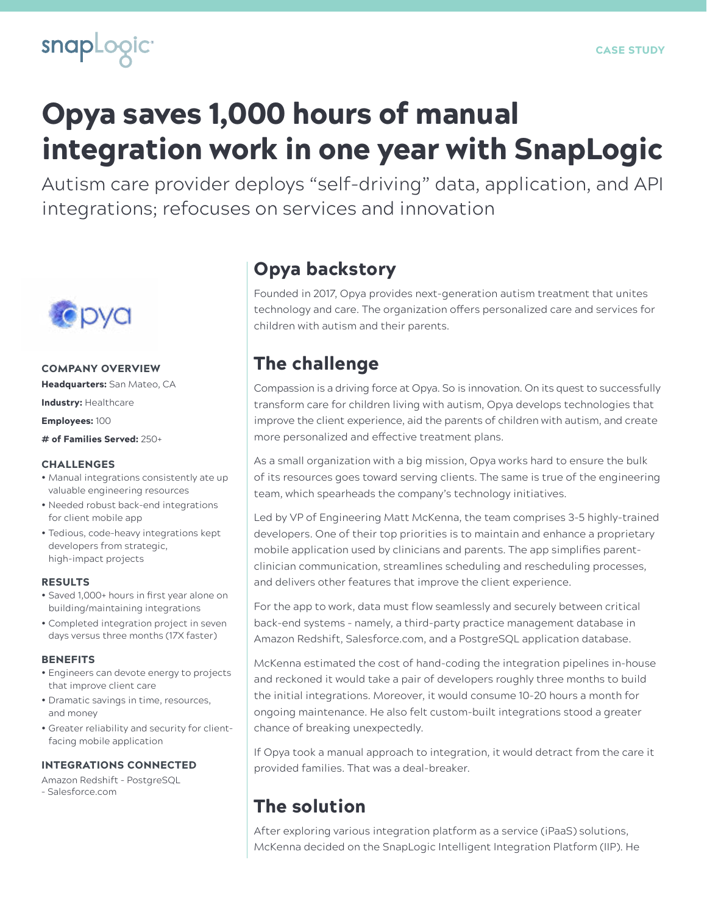CASE STUDY

# Opya saves 1,000 hours of manual integration work in one year with SnapLogic

Autism care provider deploys "self-driving" data, application, and API integrations; refocuses on services and innovation

### COMPANY OVERVIEW

**Headquarters:** San Mateo, CA

**Industry:** Healthcare

**Employees:** 100

**# of Families Served:** 250+

### CHALLENGES

- Manual integrations consistently ate up valuable engineering resources
- Needed robust back-end integrations for client mobile app
- Tedious, code-heavy integrations kept developers from strategic, high-impact projects

### RESULTS

- Saved 1,000+ hours in first year alone on building/maintaining integrations
- Completed integration project in seven days versus three months (17X faster)

### BENEFITS

- Engineers can devote energy to projects that improve client care
- Dramatic savings in time, resources, and money
- Greater reliability and security for client-facing mobile application

### INTEGRATIONS CONNECTED

Amazon Redshift - PostgreSQL - Salesforce.com

## Opya backstory

Founded in 2017, Opya provides next-generation autism treatment that unites technology and care. The organization offers personalized care and services for children with autism and their parents.

## The challenge

Compassion is a driving force at Opya. So is innovation. On its quest to successfully transform care for children living with autism, Opya develops technologies that improve the client experience, aid the parents of children with autism, and create more personalized and effective treatment plans.

As a small organization with a big mission, Opya works hard to ensure the bulk of its resources goes toward serving clients. The same is true of the engineering team, which spearheads the company's technology initiatives.

Led by VP of Engineering Matt McKenna, the team comprises 3-5 highly-trained developers. One of their top priorities is to maintain and enhance a proprietary mobile application used by clinicians and parents. The app simplifies parent-clinician communication, streamlines scheduling and rescheduling processes, and delivers other features that improve the client experience.

For the app to work, data must flow seamlessly and securely between critical back-end systems - namely, a third-party practice management database in Amazon Redshift, Salesforce.com, and a PostgreSQL application database.

McKenna estimated the cost of hand-coding the integration pipelines in-house and reckoned it would take a pair of developers roughly three months to build the initial integrations. Moreover, it would consume 10-20 hours a month for ongoing maintenance. He also felt custom-built integrations stood a greater chance of breaking unexpectedly.

If Opya took a manual approach to integration, it would detract from the care it provided families. That was a deal-breaker.

## The solution

After exploring various integration platform as a service (iPaaS) solutions, McKenna decided on the SnapLogic Intelligent Integration Platform (IIP). He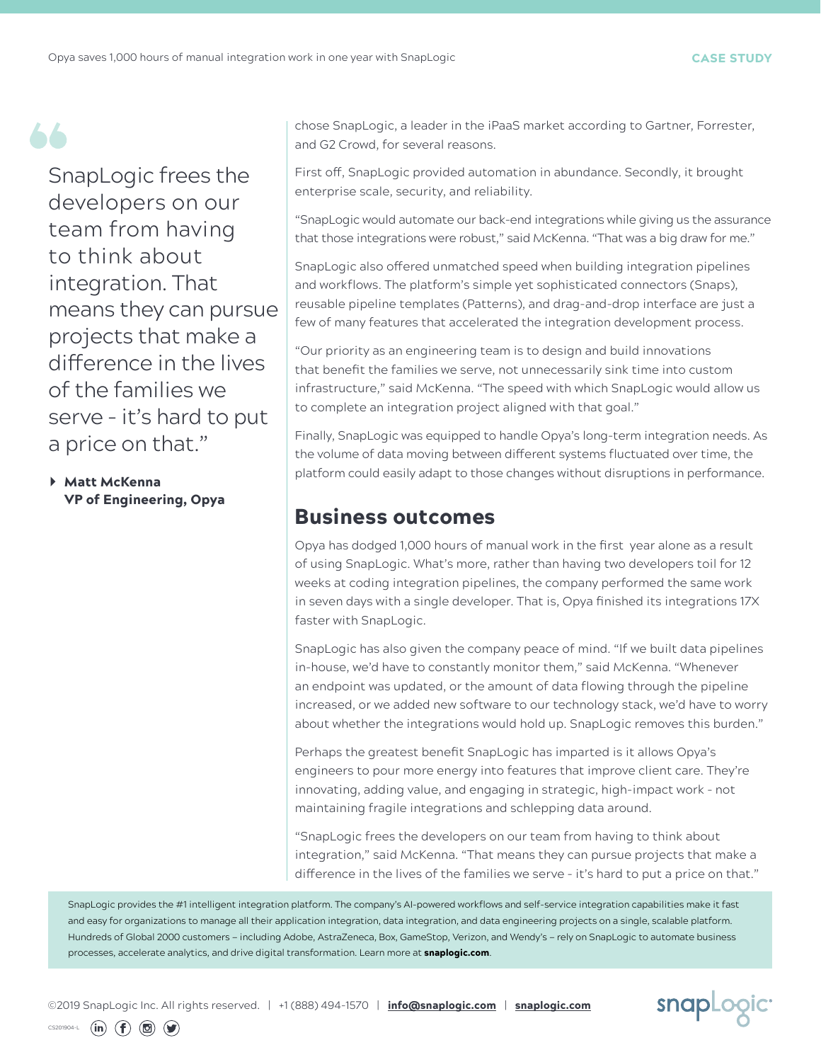> "SnapLogic frees the developers on our team from having to think about integration. That means they can pursue projects that make a difference in the lives of the families we serve - it's hard to put a price on that."
>
> **Matt McKenna**
> **VP of Engineering, Opya**

chose SnapLogic, a leader in the iPaaS market according to Gartner, Forrester, and G2 Crowd, for several reasons.

First off, SnapLogic provided automation in abundance. Secondly, it brought enterprise scale, security, and reliability.

"SnapLogic would automate our back-end integrations while giving us the assurance that those integrations were robust," said McKenna. "That was a big draw for me."

SnapLogic also offered unmatched speed when building integration pipelines and workflows. The platform's simple yet sophisticated connectors (Snaps), reusable pipeline templates (Patterns), and drag-and-drop interface are just a few of many features that accelerated the integration development process.

"Our priority as an engineering team is to design and build innovations that benefit the families we serve, not unnecessarily sink time into custom infrastructure," said McKenna. "The speed with which SnapLogic would allow us to complete an integration project aligned with that goal."

Finally, SnapLogic was equipped to handle Opya's long-term integration needs. As the volume of data moving between different systems fluctuated over time, the platform could easily adapt to those changes without disruptions in performance.

## Business outcomes

Opya has dodged 1,000 hours of manual work in the first year alone as a result of using SnapLogic. What's more, rather than having two developers toil for 12 weeks at coding integration pipelines, the company performed the same work in seven days with a single developer. That is, Opya finished its integrations 17X faster with SnapLogic.

SnapLogic has also given the company peace of mind. "If we built data pipelines in-house, we'd have to constantly monitor them," said McKenna. "Whenever an endpoint was updated, or the amount of data flowing through the pipeline increased, or we added new software to our technology stack, we'd have to worry about whether the integrations would hold up. SnapLogic removes this burden."

Perhaps the greatest benefit SnapLogic has imparted is it allows Opya's engineers to pour more energy into features that improve client care. They're innovating, adding value, and engaging in strategic, high-impact work - not maintaining fragile integrations and schlepping data around.

"SnapLogic frees the developers on our team from having to think about integration," said McKenna. "That means they can pursue projects that make a difference in the lives of the families we serve - it's hard to put a price on that."

SnapLogic provides the #1 intelligent integration platform. The company's AI-powered workflows and self-service integration capabilities make it fast and easy for organizations to manage all their application integration, data integration, and data engineering projects on a single, scalable platform. Hundreds of Global 2000 customers – including Adobe, AstraZeneca, Box, GameStop, Verizon, and Wendy's – rely on SnapLogic to automate business processes, accelerate analytics, and drive digital transformation. Learn more at **snaplogic.com**.

©2019 SnapLogic Inc. All rights reserved. | +1 (888) 494-1570 | **info@snaplogic.com** | **snaplogic.com**

CS201904-L